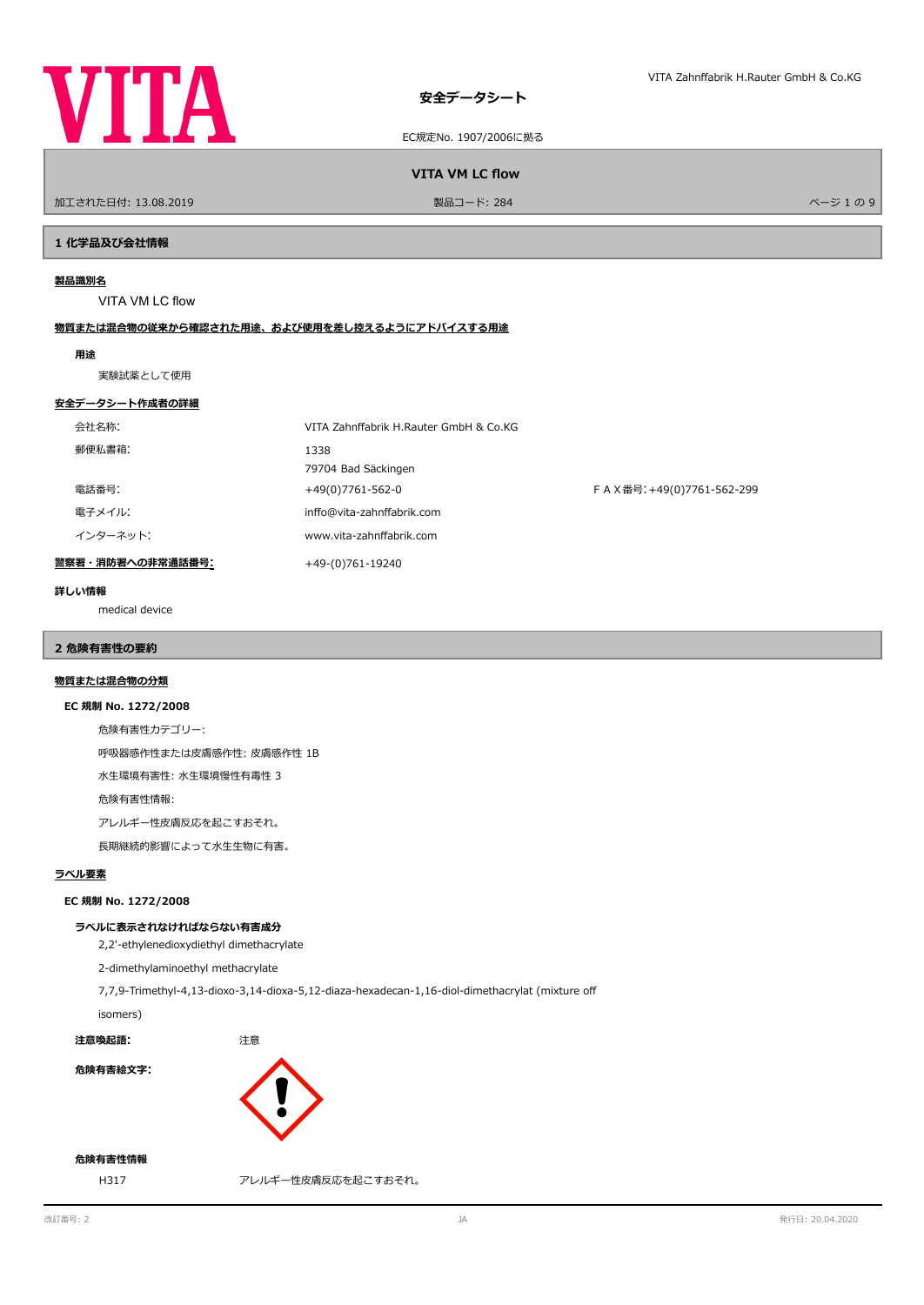# 安全データシート

EC規定No. 1907/2006に拠る

## VITA VM LC flow

加工された日付: 13.08.2019 製品コード: 284

## 1 化学品及び会社情報

**製品識別名**

VITA VM LC flow

**物質または混合物の従来から確認された用途、および使用を差し控えるようにアドバイスする用途**

**用途**

実験試薬として使用

**安全データシート作成者の詳細**

| | | |
|---|---|---|
| 会社名称: | VITA Zahnffabrik H.Rauter GmbH & Co.KG | |
| 郵便私書箱: | 1338<br>79704 Bad Säckingen | |
| 電話番号: | +49(0)7761-562-0 | ＦＡＸ番号:+49(0)7761-562-299 |
| 電子メイル: | inffo@vita-zahnffabrik.com | |
| インターネット: | www.vita-zahnffabrik.com | |

**警察署・消防署への非常通話番号:** +49-(0)761-19240

**詳しい情報**

medical device

## 2 危険有害性の要約

**物質または混合物の分類**

**EC 規制 No. 1272/2008**

危険有害性カテゴリー:

呼吸器感作性または皮膚感作性: 皮膚感作性 1B

水生環境有害性: 水生環境慢性有毒性 3

危険有害性情報:

アレルギー性皮膚反応を起こすおそれ。

長期継続的影響によって水生生物に有害。

**ラベル要素**

**EC 規制 No. 1272/2008**

**ラベルに表示されなければならない有害成分**

2,2'-ethylenedioxydiethyl dimethacrylate

2-dimethylaminoethyl methacrylate

7,7,9-Trimethyl-4,13-dioxo-3,14-dioxa-5,12-diaza-hexadecan-1,16-diol-dimethacrylat (mixture off isomers)

**注意喚起語:** 注意

**危険有害絵文字:**

**危険有害性情報**

H317 アレルギー性皮膚反応を起こすおそれ。

改訂番号: 2 発行日: 20.04.2020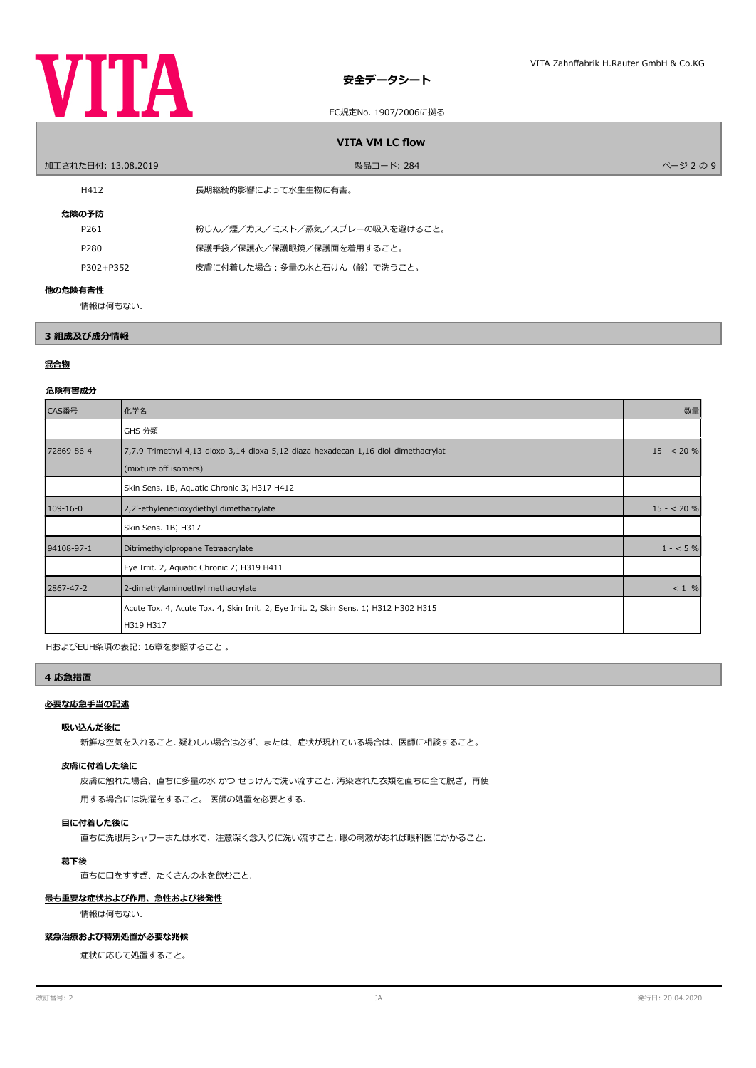| | |
|---|---|
| H412 | 長期継続的影響によって水生生物に有害。 |

**危険の予防**

| | |
|---|---|
| P261 | 粉じん／煙／ガス／ミスト／蒸気／スプレーの吸入を避けること。 |
| P280 | 保護手袋／保護衣／保護眼鏡／保護面を着用すること。 |
| P302+P352 | 皮膚に付着した場合：多量の水と石けん（鹸）で洗うこと。 |

**他の危険有害性**

情報は何もない.

## 3 組成及び成分情報

**混合物**

**危険有害成分**

| CAS番号 | 化学名 | 数量 |
|---|---|---|
| | GHS 分類 | |
| 72869-86-4 | 7,7,9-Trimethyl-4,13-dioxo-3,14-dioxa-5,12-diaza-hexadecan-1,16-diol-dimethacrylat (mixture off isomers) | 15 - < 20 % |
| | Skin Sens. 1B, Aquatic Chronic 3; H317 H412 | |
| 109-16-0 | 2,2'-ethylenedioxydiethyl dimethacrylate | 15 - < 20 % |
| | Skin Sens. 1B; H317 | |
| 94108-97-1 | Ditrimethylolpropane Tetraacrylate | 1 - < 5 % |
| | Eye Irrit. 2, Aquatic Chronic 2; H319 H411 | |
| 2867-47-2 | 2-dimethylaminoethyl methacrylate | < 1 % |
| | Acute Tox. 4, Acute Tox. 4, Skin Irrit. 2, Eye Irrit. 2, Skin Sens. 1; H312 H302 H315 H319 H317 | |

HおよびEUH条項の表記: 16章を参照すること 。

## 4 応急措置

**必要な応急手当の記述**

**吸い込んだ後に**

新鮮な空気を入れること. 疑わしい場合は必ず、または、症状が現れている場合は、医師に相談すること。

**皮膚に付着した後に**

皮膚に触れた場合、直ちに多量の水 かつ せっけんで洗い流すこと. 汚染された衣類を直ちに全て脱ぎ，再使用する場合には洗濯をすること。 医師の処置を必要とする.

**目に付着した後に**

直ちに洗眼用シャワーまたは水で、注意深く念入りに洗い流すこと. 眼の刺激があれば眼科医にかかること.

**嚥下後**

直ちに口をすすぎ、たくさんの水を飲むこと.

**最も重要な症状および作用、急性および後発性**

情報は何もない.

**緊急治療および特別処置が必要な兆候**

症状に応じて処置すること。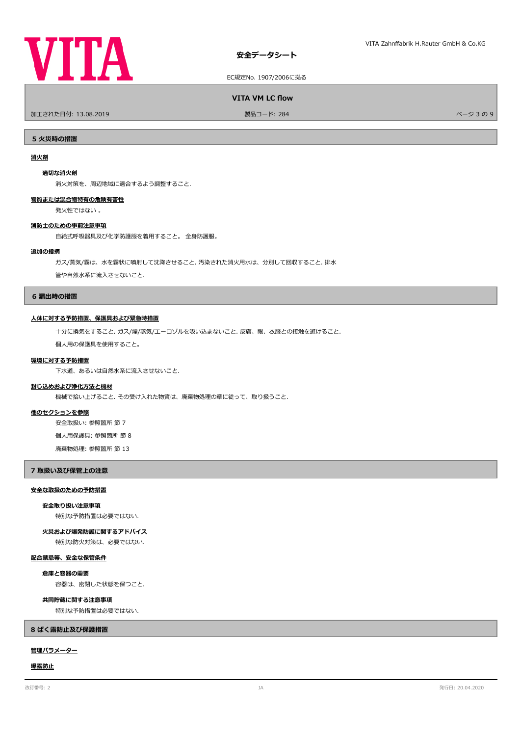## 5 火災時の措置

### 消火剤

#### 適切な消火剤

消火対策を、周辺地域に適合するよう調整すること.

### 物質または混合物特有の危険有害性

発火性ではない 。

### 消防士のための事前注意事項

自給式呼吸器具及び化学防護服を着用すること。 全身防護服。

### 追加の指摘

ガス/蒸気/霧は、水を霧状に噴射して沈降させること. 汚染された消火用水は、分別して回収すること. 排水管や自然水系に流入させないこと.

## 6 漏出時の措置

### 人体に対する予防措置、保護具および緊急時措置

十分に換気をすること. ガス/煙/蒸気/エーロゾルを吸い込まないこと. 皮膚、眼、衣服との接触を避けること.

個人用の保護具を使用すること。

### 環境に対する予防措置

下水道、あるいは自然水系に流入させないこと.

### 封じ込めおよび浄化方法と機材

機械で拾い上げること. その受け入れた物質は、廃棄物処理の章に従って、取り扱うこと.

### 他のセクションを参照

安全取扱い: 参照箇所 節 7

個人用保護具: 参照箇所 節 8

廃棄物処理: 参照箇所 節 13

## 7 取扱い及び保管上の注意

### 安全な取扱のための予防措置

#### 安全取り扱い注意事項

特別な予防措置は必要ではない.

#### 火災および爆発防護に関するアドバイス

特別な防火対策は、必要ではない.

### 配合禁忌等、安全な保管条件

#### 倉庫と容器の需要

容器は、密閉した状態を保つこと.

#### 共同貯蔵に関する注意事項

特別な予防措置は必要ではない.

## 8 ばく露防止及び保護措置

### 管理パラメーター

### 曝露防止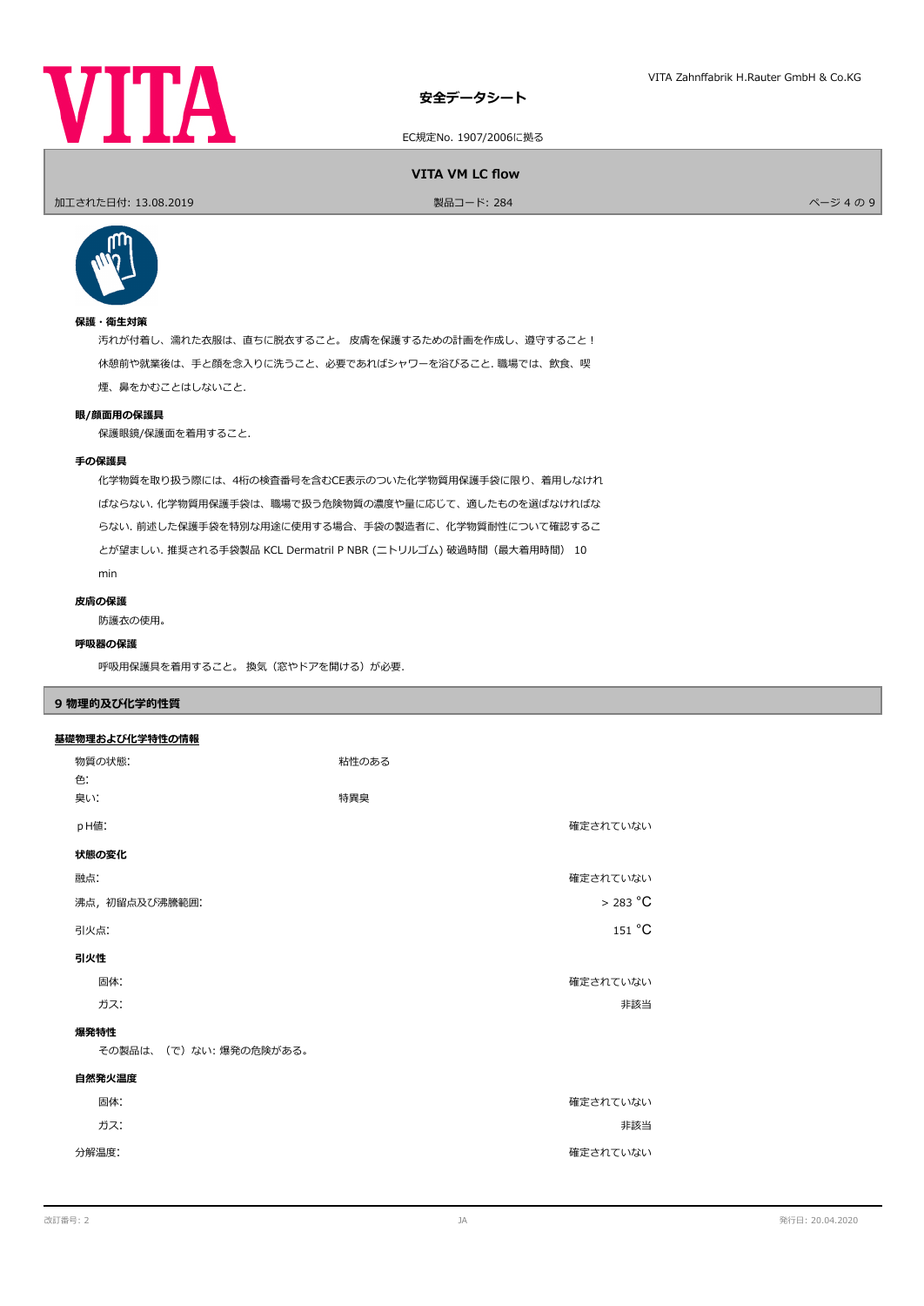#### 保護・衛生対策

汚れが付着し、濡れた衣服は、直ちに脱衣すること。 皮膚を保護するための計画を作成し、遵守すること！ 休憩前や就業後は、手と顔を念入りに洗うこと、必要であればシャワーを浴びること. 職場では、飲食、喫煙、鼻をかむことはしないこと.

#### 眼/顔面用の保護具

保護眼鏡/保護面を着用すること.

#### 手の保護具

化学物質を取り扱う際には、4桁の検査番号を含むCE表示のついた化学物質用保護手袋に限り、着用しなければならない. 化学物質用保護手袋は、職場で扱う危険物質の濃度や量に応じて、適したものを選ばなければならない. 前述した保護手袋を特別な用途に使用する場合、手袋の製造者に、化学物質耐性について確認することが望ましい. 推奨される手袋製品 KCL Dermatril P NBR (ニトリルゴム) 破過時間（最大着用時間） 10 min

#### 皮膚の保護

防護衣の使用。

#### 呼吸器の保護

呼吸用保護具を着用すること。 換気（窓やドアを開ける）が必要.

## 9 物理的及び化学的性質

### 基礎物理および化学特性の情報

| | | |
|---|---|---|
| 物質の状態: | 粘性のある | |
| 色: | | |
| 臭い: | 特異臭 | |
| pH値: | | 確定されていない |

**状態の変化**

| | |
|---|---|
| 融点: | 確定されていない |
| 沸点，初留点及び沸騰範囲: | > 283 °C |
| 引火点: | 151 °C |

**引火性**

| | |
|---|---|
| 固体: | 確定されていない |
| ガス: | 非該当 |

**爆発特性**

その製品は、（で）ない: 爆発の危険がある。

**自然発火温度**

| | |
|---|---|
| 固体: | 確定されていない |
| ガス: | 非該当 |
| 分解温度: | 確定されていない |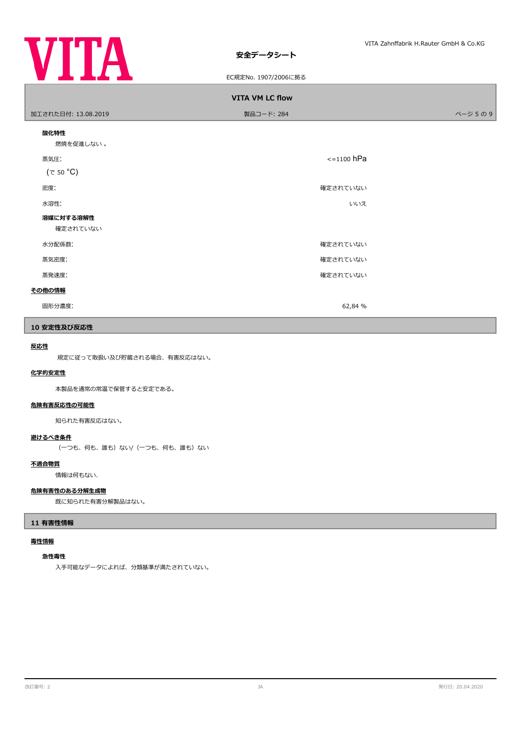**酸化特性**

燃焼を促進しない 。

| | |
|---|---|
| 蒸気圧: (で 50 °C) | <=1100 hPa |
| 密度: | 確定されていない |
| 水溶性: | いいえ |

**溶媒に対する溶解性**

確定されていない

| | |
|---|---|
| 水分配係数: | 確定されていない |
| 蒸気密度: | 確定されていない |
| 蒸発速度: | 確定されていない |

**その他の情報**

| | |
|---|---|
| 固形分濃度: | 62,84 % |

## 10 安定性及び反応性

**反応性**

規定に従って取扱い及び貯蔵される場合、有害反応はない。

**化学的安定性**

本製品を通常の常温で保管すると安定である。

**危険有害反応性の可能性**

知られた有害反応はない。

**避けるべき条件**

（一つも、何も、誰も）ない/（一つも、何も、誰も）ない

**不適合物質**

情報は何もない.

**危険有害性のある分解生成物**

既に知られた有害分解製品はない。

## 11 有害性情報

**毒性情報**

**急性毒性**

入手可能なデータによれば、分類基準が満たされていない。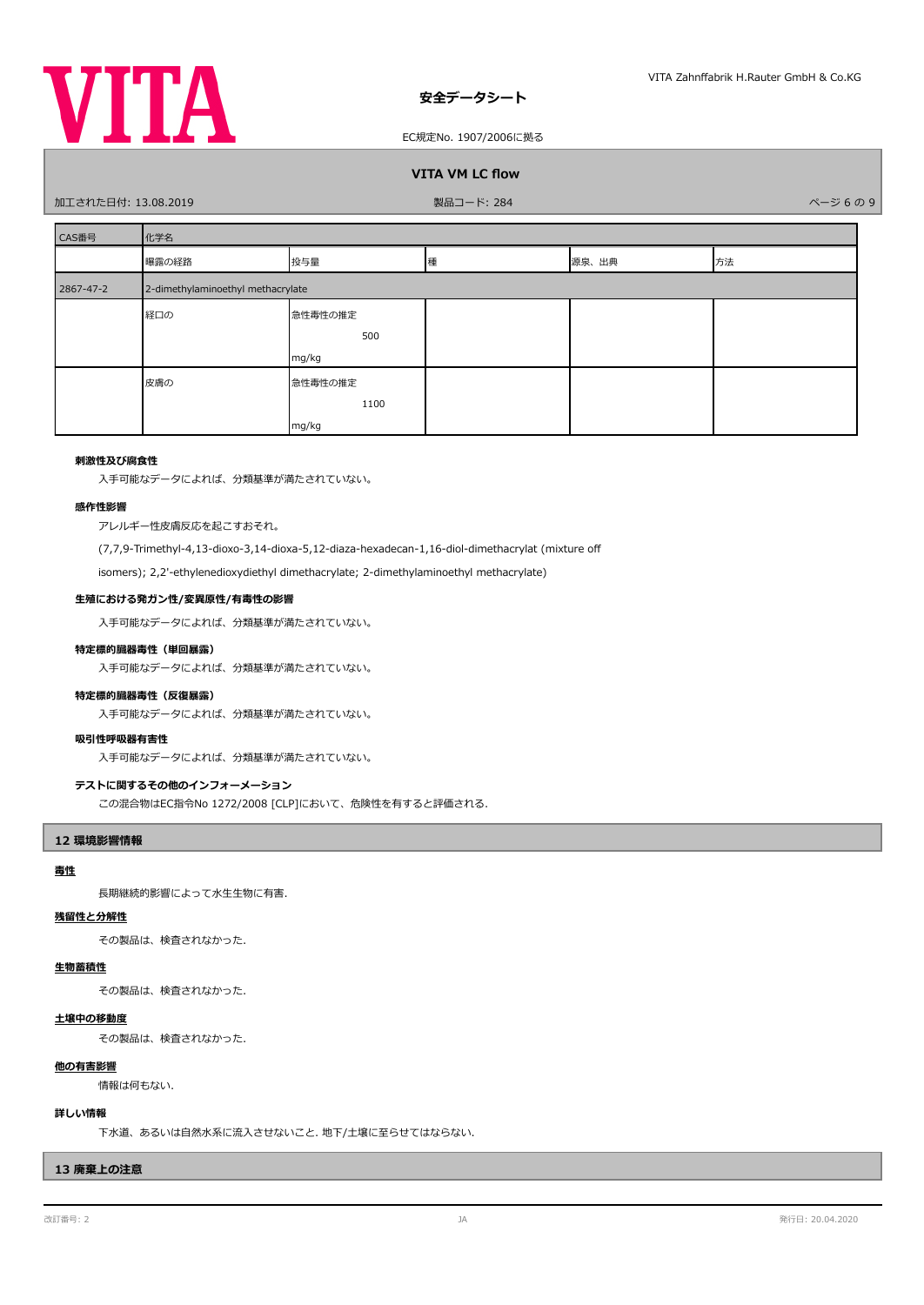| CAS番号 | 化学名 | | | | |
|---|---|---|---|---|---|
| | 曝露の経路 | 投与量 | 種 | 源泉、出典 | 方法 |
| 2867-47-2 | 2-dimethylaminoethyl methacrylate | | | | |
| | 経口の | 急性毒性の推定 500 mg/kg | | | |
| | 皮膚の | 急性毒性の推定 1100 mg/kg | | | |

**刺激性及び腐食性**

入手可能なデータによれば、分類基準が満たされていない。

**感作性影響**

アレルギー性皮膚反応を起こすおそれ。

(7,7,9-Trimethyl-4,13-dioxo-3,14-dioxa-5,12-diaza-hexadecan-1,16-diol-dimethacrylat (mixture off isomers); 2,2'-ethylenedioxydiethyl dimethacrylate; 2-dimethylaminoethyl methacrylate)

**生殖における発ガン性/変異原性/有毒性の影響**

入手可能なデータによれば、分類基準が満たされていない。

**特定標的臓器毒性（単回暴露）**

入手可能なデータによれば、分類基準が満たされていない。

**特定標的臓器毒性（反復暴露）**

入手可能なデータによれば、分類基準が満たされていない。

**吸引性呼吸器有害性**

入手可能なデータによれば、分類基準が満たされていない。

**テストに関するその他のインフォーメーション**

この混合物はEC指令No 1272/2008 [CLP]において、危険性を有すると評価される.

## 12 環境影響情報

**毒性**

長期継続的影響によって水生生物に有害.

**残留性と分解性**

その製品は、検査されなかった.

**生物蓄積性**

その製品は、検査されなかった.

**土壌中の移動度**

その製品は、検査されなかった.

**他の有害影響**

情報は何もない.

**詳しい情報**

下水道、あるいは自然水系に流入させないこと. 地下/土壌に至らせてはならない.

## 13 廃棄上の注意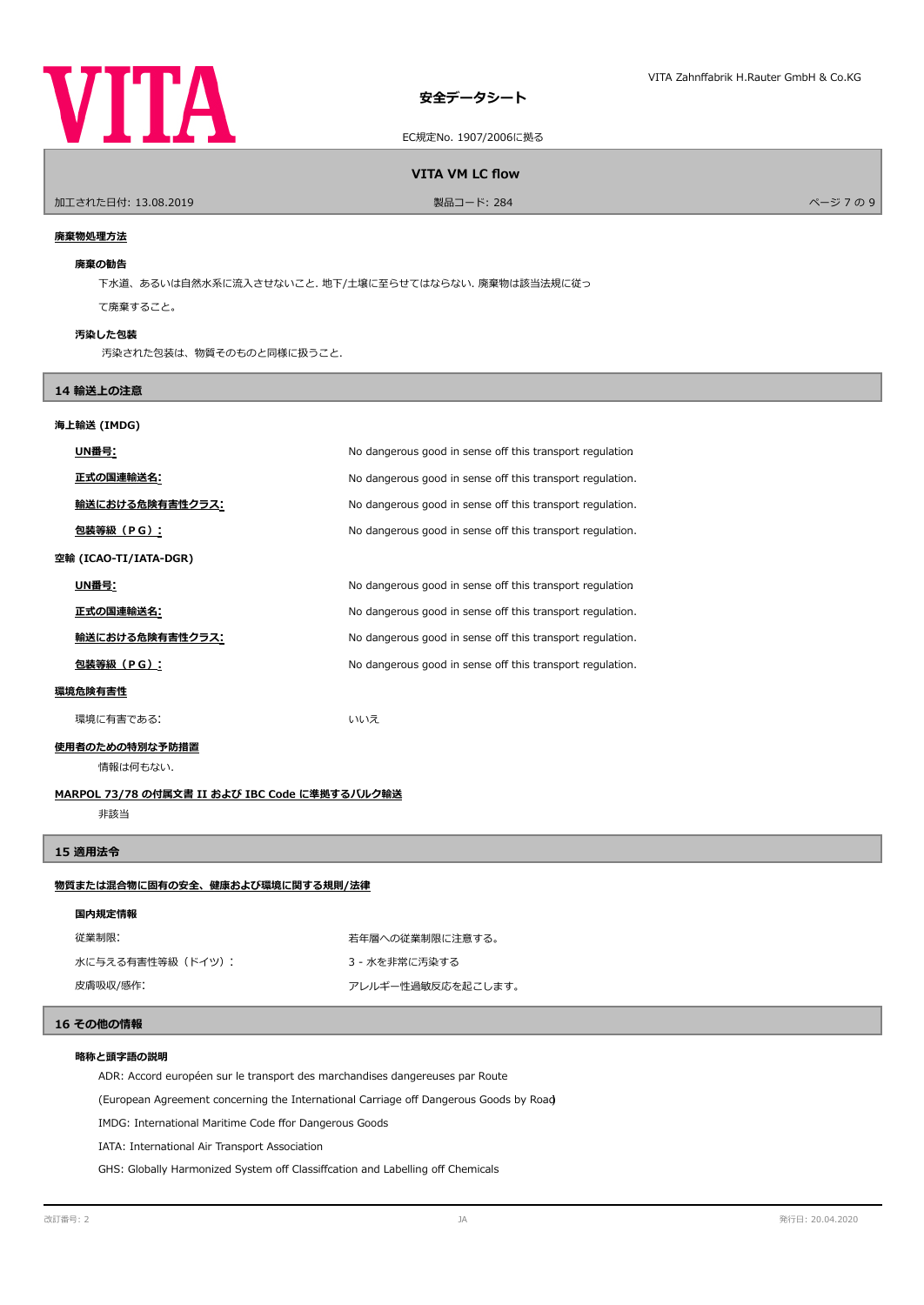### 廃棄物処理方法

#### 廃棄の勧告

下水道、あるいは自然水系に流入させないこと. 地下/土壌に至らせてはならない. 廃棄物は該当法規に従って廃棄すること。

#### 汚染した包装

汚染された包装は、物質そのものと同様に扱うこと.

## 14 輸送上の注意

### 海上輸送 (IMDG)

| | |
|---|---|
| **UN番号:** | No dangerous good in sense off this transport regulation |
| **正式の国連輸送名:** | No dangerous good in sense off this transport regulation. |
| **輸送における危険有害性クラス:** | No dangerous good in sense off this transport regulation. |
| **包装等級（ＰＧ）:** | No dangerous good in sense off this transport regulation. |

### 空輸 (ICAO-TI/IATA-DGR)

| | |
|---|---|
| **UN番号:** | No dangerous good in sense off this transport regulation |
| **正式の国連輸送名:** | No dangerous good in sense off this transport regulation. |
| **輸送における危険有害性クラス:** | No dangerous good in sense off this transport regulation. |
| **包装等級（ＰＧ）:** | No dangerous good in sense off this transport regulation. |

### 環境危険有害性

| | |
|---|---|
| 環境に有害である: | いいえ |

### 使用者のための特別な予防措置

情報は何もない.

### MARPOL 73/78 の付属文書 II および IBC Code に準拠するバルク輸送

非該当

## 15 適用法令

### 物質または混合物に固有の安全、健康および環境に関する規則/法律

#### 国内規定情報

| | |
|---|---|
| 従業制限: | 若年層への従業制限に注意する。 |
| 水に与える有害性等級（ドイツ）: | 3 - 水を非常に汚染する |
| 皮膚吸収/感作: | アレルギー性過敏反応を起こします。 |

## 16 その他の情報

#### 略称と頭字語の説明

ADR: Accord européen sur le transport des marchandises dangereuses par Route

(European Agreement concerning the International Carriage off Dangerous Goods by Road)

IMDG: International Maritime Code ffor Dangerous Goods

IATA: International Air Transport Association

GHS: Globally Harmonized System off Classiffcation and Labelling off Chemicals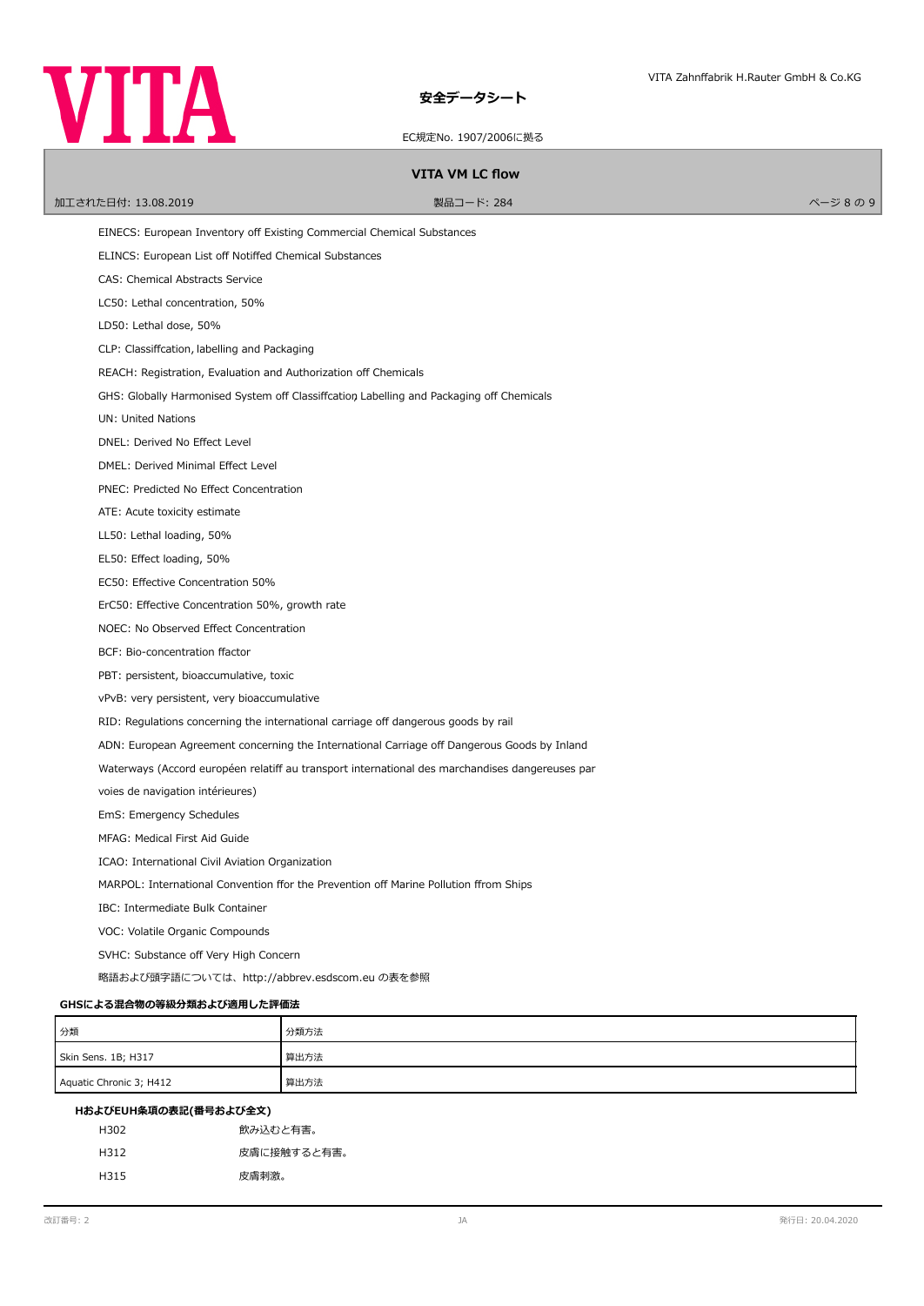EINECS: European Inventory off Existing Commercial Chemical Substances

ELINCS: European List off Notiffed Chemical Substances

CAS: Chemical Abstracts Service

LC50: Lethal concentration, 50%

LD50: Lethal dose, 50%

CLP: Classiffcation, labelling and Packaging

REACH: Registration, Evaluation and Authorization off Chemicals

GHS: Globally Harmonised System off Classiffcation Labelling and Packaging off Chemicals

UN: United Nations

DNEL: Derived No Effect Level

DMEL: Derived Minimal Effect Level

PNEC: Predicted No Effect Concentration

ATE: Acute toxicity estimate

LL50: Lethal loading, 50%

EL50: Effect loading, 50%

EC50: Effective Concentration 50%

ErC50: Effective Concentration 50%, growth rate

NOEC: No Observed Effect Concentration

BCF: Bio-concentration ffactor

PBT: persistent, bioaccumulative, toxic

vPvB: very persistent, very bioaccumulative

RID: Regulations concerning the international carriage off dangerous goods by rail

ADN: European Agreement concerning the International Carriage off Dangerous Goods by Inland Waterways (Accord européen relatiff au transport international des marchandises dangereuses par voies de navigation intérieures)

EmS: Emergency Schedules

MFAG: Medical First Aid Guide

ICAO: International Civil Aviation Organization

MARPOL: International Convention ffor the Prevention off Marine Pollution ffrom Ships

IBC: Intermediate Bulk Container

VOC: Volatile Organic Compounds

SVHC: Substance off Very High Concern

略語および頭字語については、http://abbrev.esdscom.eu の表を参照

**GHSによる混合物の等級分類および適用した評価法**

| 分類 | 分類方法 |
|---|---|
| Skin Sens. 1B; H317 | 算出方法 |
| Aquatic Chronic 3; H412 | 算出方法 |

**HおよびEUH条項の表記(番号および全文)**

| | |
|---|---|
| H302 | 飲み込むと有害。 |
| H312 | 皮膚に接触すると有害。 |
| H315 | 皮膚刺激。 |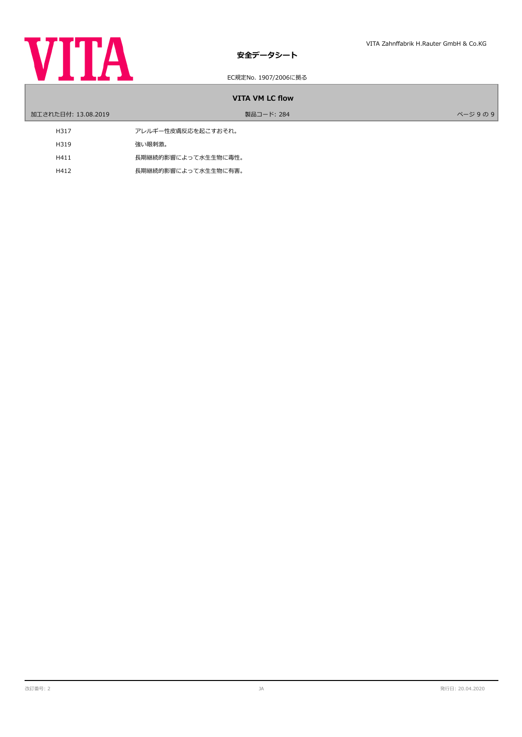| | |
|---|---|
| H317 | アレルギー性皮膚反応を起こすおそれ。 |
| H319 | 強い眼刺激。 |
| H411 | 長期継続的影響によって水生生物に毒性。 |
| H412 | 長期継続的影響によって水生生物に有害。 |